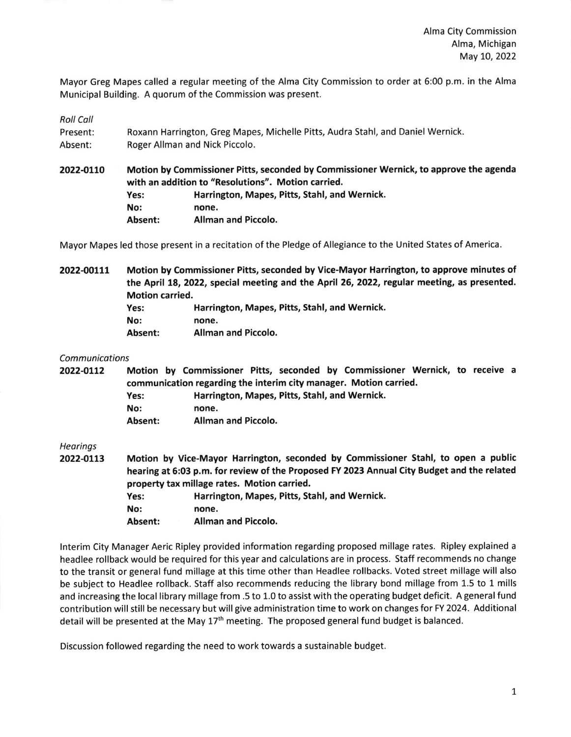Alma City Commission
Alma, Michigan
May 10, 2022

Mayor Greg Mapes called a regular meeting of the Alma City Commission to order at 6:00 p.m. in the Alma Municipal Building. A quorum of the Commission was present.

*Roll Call*

Present: Roxann Harrington, Greg Mapes, Michelle Pitts, Audra Stahl, and Daniel Wernick.
Absent: Roger Allman and Nick Piccolo.

**2022-0110** **Motion by Commissioner Pitts, seconded by Commissioner Wernick, to approve the agenda with an addition to "Resolutions". Motion carried.**

**Yes:** **Harrington, Mapes, Pitts, Stahl, and Wernick.**
**No:** **none.**
**Absent:** **Allman and Piccolo.**

Mayor Mapes led those present in a recitation of the Pledge of Allegiance to the United States of America.

**2022-00111** **Motion by Commissioner Pitts, seconded by Vice-Mayor Harrington, to approve minutes of the April 18, 2022, special meeting and the April 26, 2022, regular meeting, as presented. Motion carried.**

**Yes:** **Harrington, Mapes, Pitts, Stahl, and Wernick.**
**No:** **none.**
**Absent:** **Allman and Piccolo.**

*Communications*

**2022-0112** **Motion by Commissioner Pitts, seconded by Commissioner Wernick, to receive a communication regarding the interim city manager. Motion carried.**

**Yes:** **Harrington, Mapes, Pitts, Stahl, and Wernick.**
**No:** **none.**
**Absent:** **Allman and Piccolo.**

*Hearings*

**2022-0113** **Motion by Vice-Mayor Harrington, seconded by Commissioner Stahl, to open a public hearing at 6:03 p.m. for review of the Proposed FY 2023 Annual City Budget and the related property tax millage rates. Motion carried.**

**Yes:** **Harrington, Mapes, Pitts, Stahl, and Wernick.**
**No:** **none.**
**Absent:** **Allman and Piccolo.**

Interim City Manager Aeric Ripley provided information regarding proposed millage rates. Ripley explained a headlee rollback would be required for this year and calculations are in process. Staff recommends no change to the transit or general fund millage at this time other than Headlee rollbacks. Voted street millage will also be subject to Headlee rollback. Staff also recommends reducing the library bond millage from 1.5 to 1 mills and increasing the local library millage from .5 to 1.0 to assist with the operating budget deficit. A general fund contribution will still be necessary but will give administration time to work on changes for FY 2024. Additional detail will be presented at the May 17th meeting. The proposed general fund budget is balanced.

Discussion followed regarding the need to work towards a sustainable budget.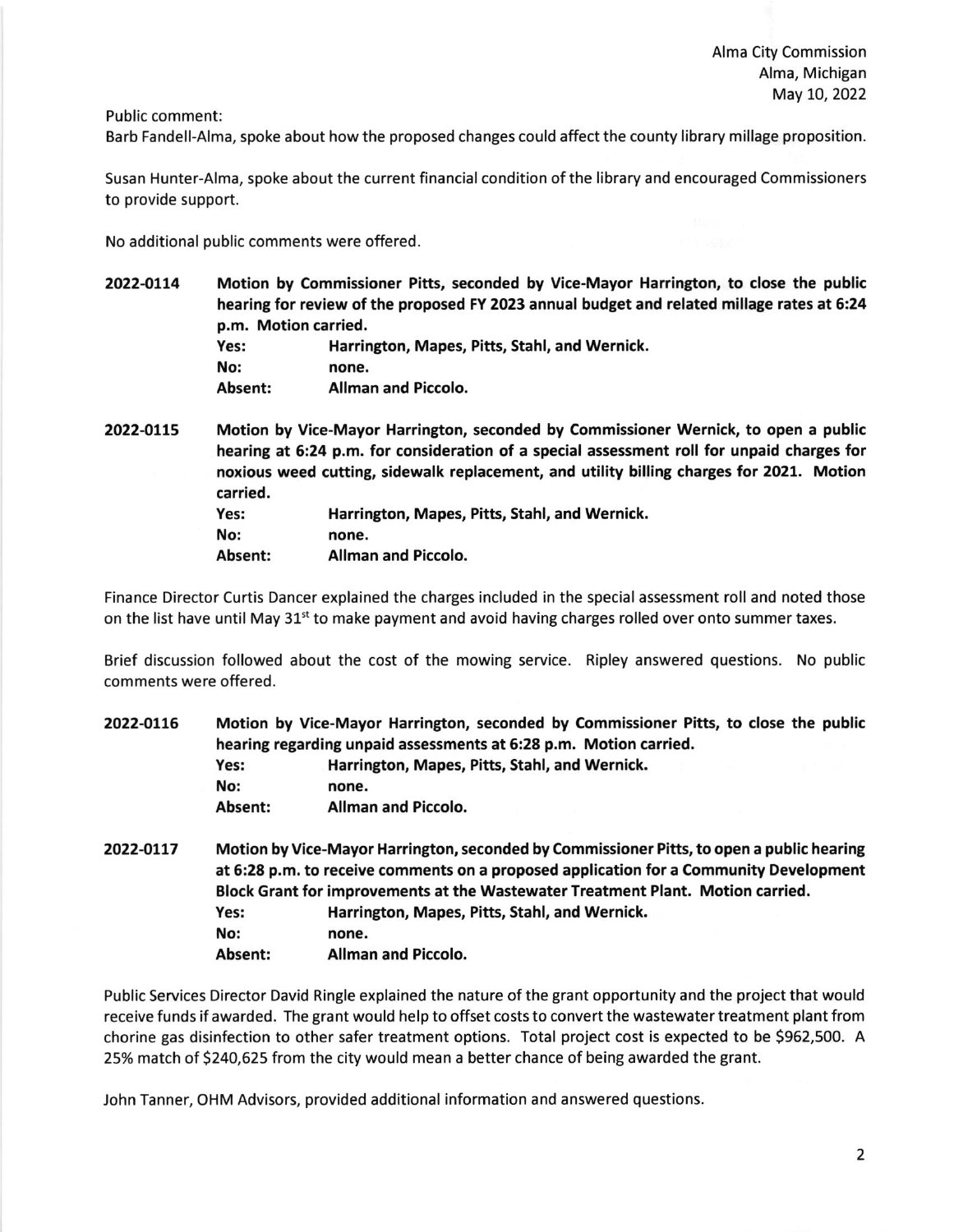Alma City Commission
Alma, Michigan
May 10, 2022

Public comment:
Barb Fandell-Alma, spoke about how the proposed changes could affect the county library millage proposition.

Susan Hunter-Alma, spoke about the current financial condition of the library and encouraged Commissioners to provide support.

No additional public comments were offered.

**2022-0114** **Motion by Commissioner Pitts, seconded by Vice-Mayor Harrington, to close the public hearing for review of the proposed FY 2023 annual budget and related millage rates at 6:24 p.m. Motion carried.**

**Yes:** **Harrington, Mapes, Pitts, Stahl, and Wernick.**
**No:** **none.**
**Absent:** **Allman and Piccolo.**

**2022-0115** **Motion by Vice-Mayor Harrington, seconded by Commissioner Wernick, to open a public hearing at 6:24 p.m. for consideration of a special assessment roll for unpaid charges for noxious weed cutting, sidewalk replacement, and utility billing charges for 2021. Motion carried.**

**Yes:** **Harrington, Mapes, Pitts, Stahl, and Wernick.**
**No:** **none.**
**Absent:** **Allman and Piccolo.**

Finance Director Curtis Dancer explained the charges included in the special assessment roll and noted those on the list have until May 31st to make payment and avoid having charges rolled over onto summer taxes.

Brief discussion followed about the cost of the mowing service. Ripley answered questions. No public comments were offered.

**2022-0116** **Motion by Vice-Mayor Harrington, seconded by Commissioner Pitts, to close the public hearing regarding unpaid assessments at 6:28 p.m. Motion carried.**

**Yes:** **Harrington, Mapes, Pitts, Stahl, and Wernick.**
**No:** **none.**
**Absent:** **Allman and Piccolo.**

**2022-0117** **Motion by Vice-Mayor Harrington, seconded by Commissioner Pitts, to open a public hearing at 6:28 p.m. to receive comments on a proposed application for a Community Development Block Grant for improvements at the Wastewater Treatment Plant. Motion carried.**

**Yes:** **Harrington, Mapes, Pitts, Stahl, and Wernick.**
**No:** **none.**
**Absent:** **Allman and Piccolo.**

Public Services Director David Ringle explained the nature of the grant opportunity and the project that would receive funds if awarded. The grant would help to offset costs to convert the wastewater treatment plant from chorine gas disinfection to other safer treatment options. Total project cost is expected to be $962,500. A 25% match of $240,625 from the city would mean a better chance of being awarded the grant.

John Tanner, OHM Advisors, provided additional information and answered questions.